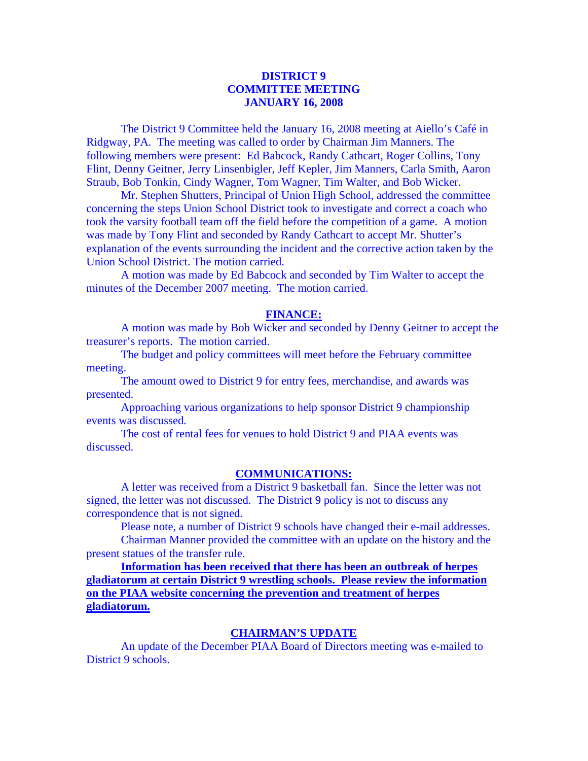# DISTRICT 9
# COMMITTEE MEETING
# JANUARY 16, 2008

The District 9 Committee held the January 16, 2008 meeting at Aiello's Café in Ridgway, PA. The meeting was called to order by Chairman Jim Manners. The following members were present: Ed Babcock, Randy Cathcart, Roger Collins, Tony Flint, Denny Geitner, Jerry Linsenbigler, Jeff Kepler, Jim Manners, Carla Smith, Aaron Straub, Bob Tonkin, Cindy Wagner, Tom Wagner, Tim Walter, and Bob Wicker.

Mr. Stephen Shutters, Principal of Union High School, addressed the committee concerning the steps Union School District took to investigate and correct a coach who took the varsity football team off the field before the competition of a game. A motion was made by Tony Flint and seconded by Randy Cathcart to accept Mr. Shutter's explanation of the events surrounding the incident and the corrective action taken by the Union School District. The motion carried.

A motion was made by Ed Babcock and seconded by Tim Walter to accept the minutes of the December 2007 meeting. The motion carried.

## FINANCE:

A motion was made by Bob Wicker and seconded by Denny Geitner to accept the treasurer's reports. The motion carried.

The budget and policy committees will meet before the February committee meeting.

The amount owed to District 9 for entry fees, merchandise, and awards was presented.

Approaching various organizations to help sponsor District 9 championship events was discussed.

The cost of rental fees for venues to hold District 9 and PIAA events was discussed.

## COMMUNICATIONS:

A letter was received from a District 9 basketball fan. Since the letter was not signed, the letter was not discussed. The District 9 policy is not to discuss any correspondence that is not signed.

Please note, a number of District 9 schools have changed their e-mail addresses.

Chairman Manner provided the committee with an update on the history and the present statues of the transfer rule.

**Information has been received that there has been an outbreak of herpes gladiatorum at certain District 9 wrestling schools. Please review the information on the PIAA website concerning the prevention and treatment of herpes gladiatorum.**

## CHAIRMAN'S UPDATE

An update of the December PIAA Board of Directors meeting was e-mailed to District 9 schools.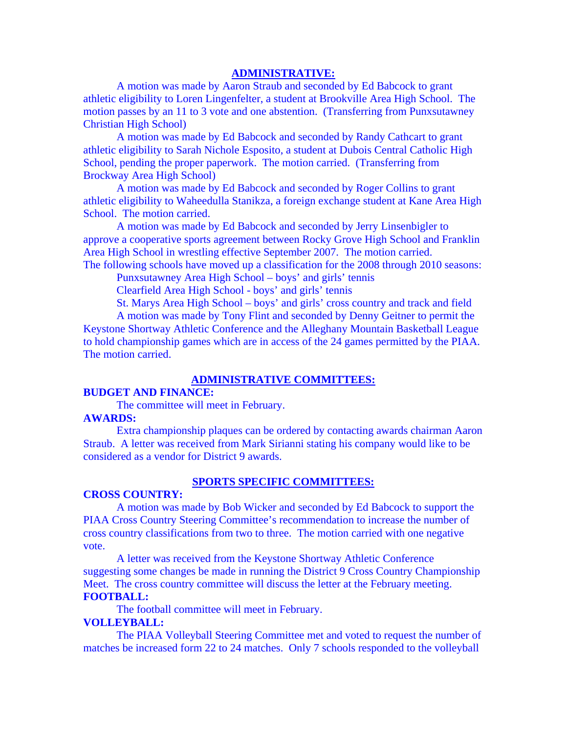## ADMINISTRATIVE:

A motion was made by Aaron Straub and seconded by Ed Babcock to grant athletic eligibility to Loren Lingenfelter, a student at Brookville Area High School. The motion passes by an 11 to 3 vote and one abstention. (Transferring from Punxsutawney Christian High School)

A motion was made by Ed Babcock and seconded by Randy Cathcart to grant athletic eligibility to Sarah Nichole Esposito, a student at Dubois Central Catholic High School, pending the proper paperwork. The motion carried. (Transferring from Brockway Area High School)

A motion was made by Ed Babcock and seconded by Roger Collins to grant athletic eligibility to Waheedulla Stanikza, a foreign exchange student at Kane Area High School. The motion carried.

A motion was made by Ed Babcock and seconded by Jerry Linsenbigler to approve a cooperative sports agreement between Rocky Grove High School and Franklin Area High School in wrestling effective September 2007. The motion carried.

The following schools have moved up a classification for the 2008 through 2010 seasons:

Punxsutawney Area High School – boys' and girls' tennis
Clearfield Area High School - boys' and girls' tennis
St. Marys Area High School – boys' and girls' cross country and track and field

A motion was made by Tony Flint and seconded by Denny Geitner to permit the Keystone Shortway Athletic Conference and the Alleghany Mountain Basketball League to hold championship games which are in access of the 24 games permitted by the PIAA. The motion carried.

## ADMINISTRATIVE COMMITTEES:

**BUDGET AND FINANCE:**

The committee will meet in February.

**AWARDS:**

Extra championship plaques can be ordered by contacting awards chairman Aaron Straub. A letter was received from Mark Sirianni stating his company would like to be considered as a vendor for District 9 awards.

## SPORTS SPECIFIC COMMITTEES:

**CROSS COUNTRY:**

A motion was made by Bob Wicker and seconded by Ed Babcock to support the PIAA Cross Country Steering Committee's recommendation to increase the number of cross country classifications from two to three. The motion carried with one negative vote.

A letter was received from the Keystone Shortway Athletic Conference suggesting some changes be made in running the District 9 Cross Country Championship Meet. The cross country committee will discuss the letter at the February meeting.

**FOOTBALL:**

The football committee will meet in February.

**VOLLEYBALL:**

The PIAA Volleyball Steering Committee met and voted to request the number of matches be increased form 22 to 24 matches. Only 7 schools responded to the volleyball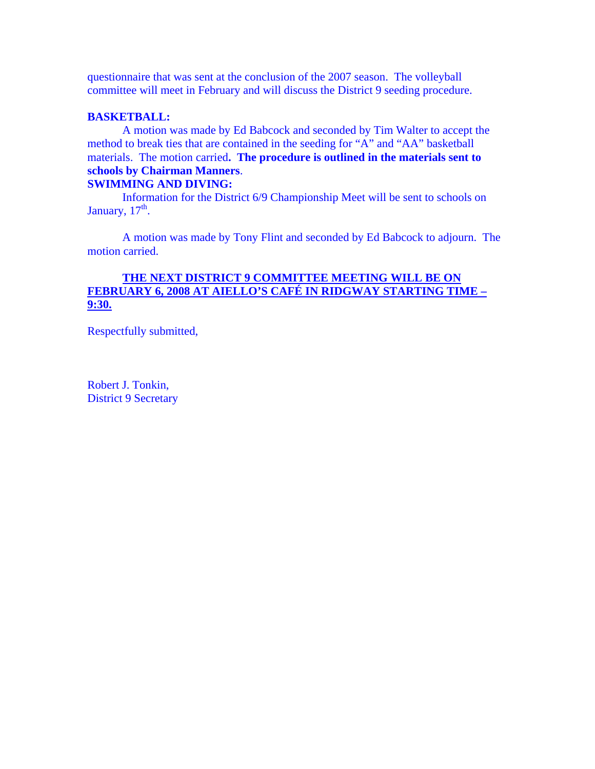questionnaire that was sent at the conclusion of the 2007 season. The volleyball committee will meet in February and will discuss the District 9 seeding procedure.

**BASKETBALL:**

A motion was made by Ed Babcock and seconded by Tim Walter to accept the method to break ties that are contained in the seeding for "A" and "AA" basketball materials. The motion carried**. The procedure is outlined in the materials sent to schools by Chairman Manners**.

**SWIMMING AND DIVING:**

Information for the District 6/9 Championship Meet will be sent to schools on January, 17th.

A motion was made by Tony Flint and seconded by Ed Babcock to adjourn. The motion carried.

**THE NEXT DISTRICT 9 COMMITTEE MEETING WILL BE ON FEBRUARY 6, 2008 AT AIELLO'S CAFÉ IN RIDGWAY STARTING TIME – 9:30.**

Respectfully submitted,

Robert J. Tonkin,
District 9 Secretary